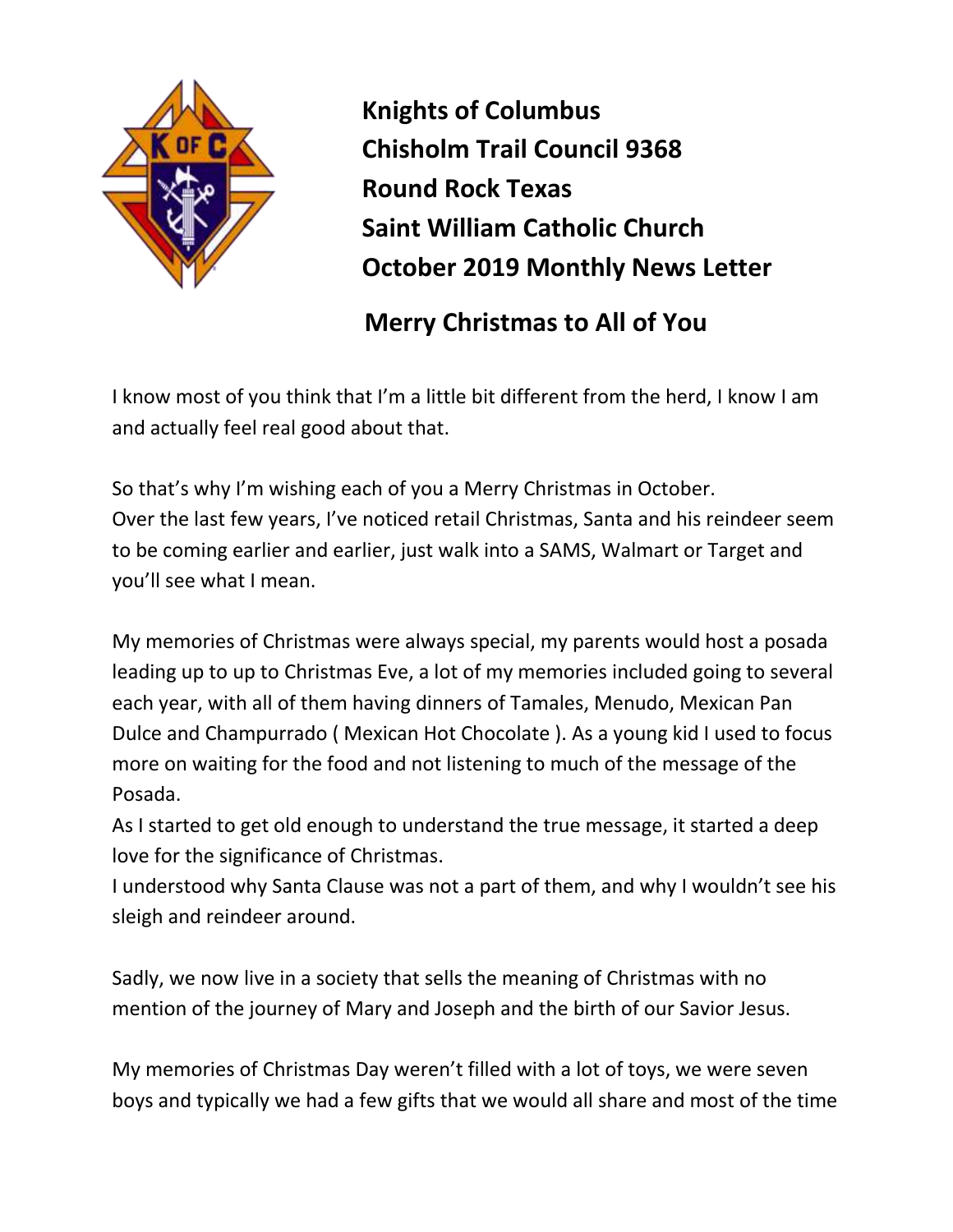# Knights of Columbus
# Chisholm Trail Council 9368
# Round Rock Texas
# Saint William Catholic Church
# October 2019 Monthly News Letter

## Merry Christmas to All of You

I know most of you think that I'm a little bit different from the herd, I know I am and actually feel real good about that.

So that's why I'm wishing each of you a Merry Christmas in October.
Over the last few years, I've noticed retail Christmas, Santa and his reindeer seem to be coming earlier and earlier, just walk into a SAMS, Walmart or Target and you'll see what I mean.

My memories of Christmas were always special, my parents would host a posada leading up to up to Christmas Eve, a lot of my memories included going to several each year, with all of them having dinners of Tamales, Menudo, Mexican Pan Dulce and Champurrado ( Mexican Hot Chocolate ). As a young kid I used to focus more on waiting for the food and not listening to much of the message of the Posada.
As I started to get old enough to understand the true message, it started a deep love for the significance of Christmas.
I understood why Santa Clause was not a part of them, and why I wouldn't see his sleigh and reindeer around.

Sadly, we now live in a society that sells the meaning of Christmas with no mention of the journey of Mary and Joseph and the birth of our Savior Jesus.

My memories of Christmas Day weren't filled with a lot of toys, we were seven boys and typically we had a few gifts that we would all share and most of the time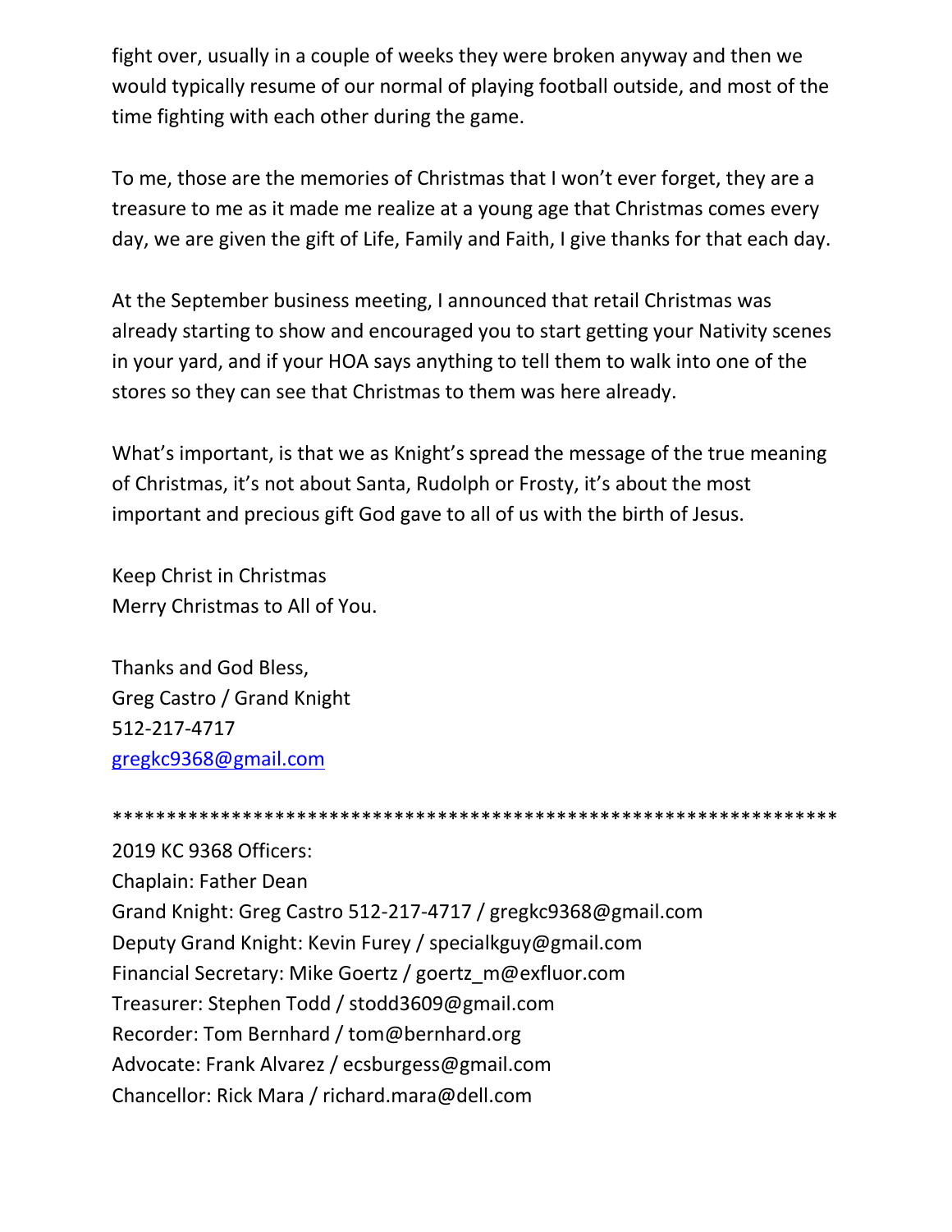fight over, usually in a couple of weeks they were broken anyway and then we would typically resume of our normal of playing football outside, and most of the time fighting with each other during the game.

To me, those are the memories of Christmas that I won't ever forget, they are a treasure to me as it made me realize at a young age that Christmas comes every day, we are given the gift of Life, Family and Faith, I give thanks for that each day.

At the September business meeting, I announced that retail Christmas was already starting to show and encouraged you to start getting your Nativity scenes in your yard, and if your HOA says anything to tell them to walk into one of the stores so they can see that Christmas to them was here already.

What's important, is that we as Knight's spread the message of the true meaning of Christmas, it's not about Santa, Rudolph or Frosty, it's about the most important and precious gift God gave to all of us with the birth of Jesus.

Keep Christ in Christmas
Merry Christmas to All of You.

Thanks and God Bless,
Greg Castro / Grand Knight
512-217-4717
gregkc9368@gmail.com

*********************************************************************

2019 KC 9368 Officers:
Chaplain: Father Dean
Grand Knight: Greg Castro 512-217-4717 / gregkc9368@gmail.com
Deputy Grand Knight: Kevin Furey / specialkguy@gmail.com
Financial Secretary: Mike Goertz / goertz_m@exfluor.com
Treasurer: Stephen Todd / stodd3609@gmail.com
Recorder: Tom Bernhard / tom@bernhard.org
Advocate: Frank Alvarez / ecsburgess@gmail.com
Chancellor: Rick Mara / richard.mara@dell.com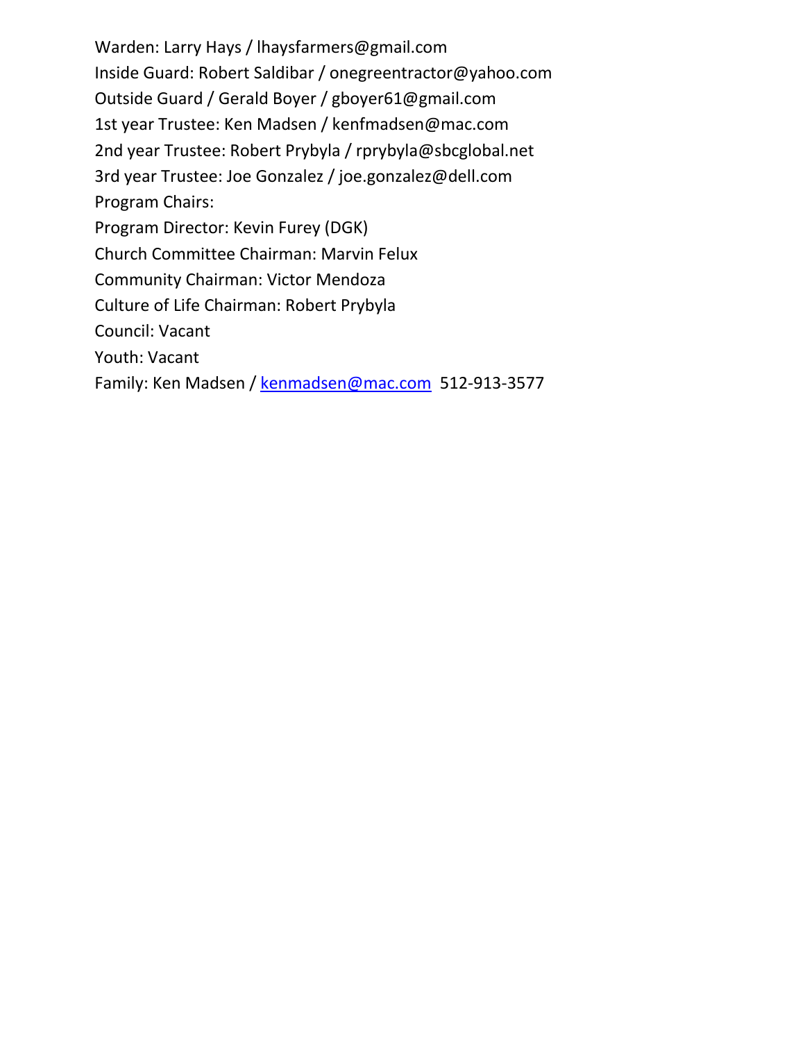Warden: Larry Hays / lhaysfarmers@gmail.com
Inside Guard: Robert Saldibar / onegreentractor@yahoo.com
Outside Guard / Gerald Boyer / gboyer61@gmail.com
1st year Trustee: Ken Madsen / kenfmadsen@mac.com
2nd year Trustee: Robert Prybyla / rprybyla@sbcglobal.net
3rd year Trustee: Joe Gonzalez / joe.gonzalez@dell.com
Program Chairs:
Program Director: Kevin Furey (DGK)
Church Committee Chairman: Marvin Felux
Community Chairman: Victor Mendoza
Culture of Life Chairman: Robert Prybyla
Council: Vacant
Youth: Vacant
Family: Ken Madsen / [kenmadsen@mac.com](mailto:kenmadsen@mac.com) 512-913-3577